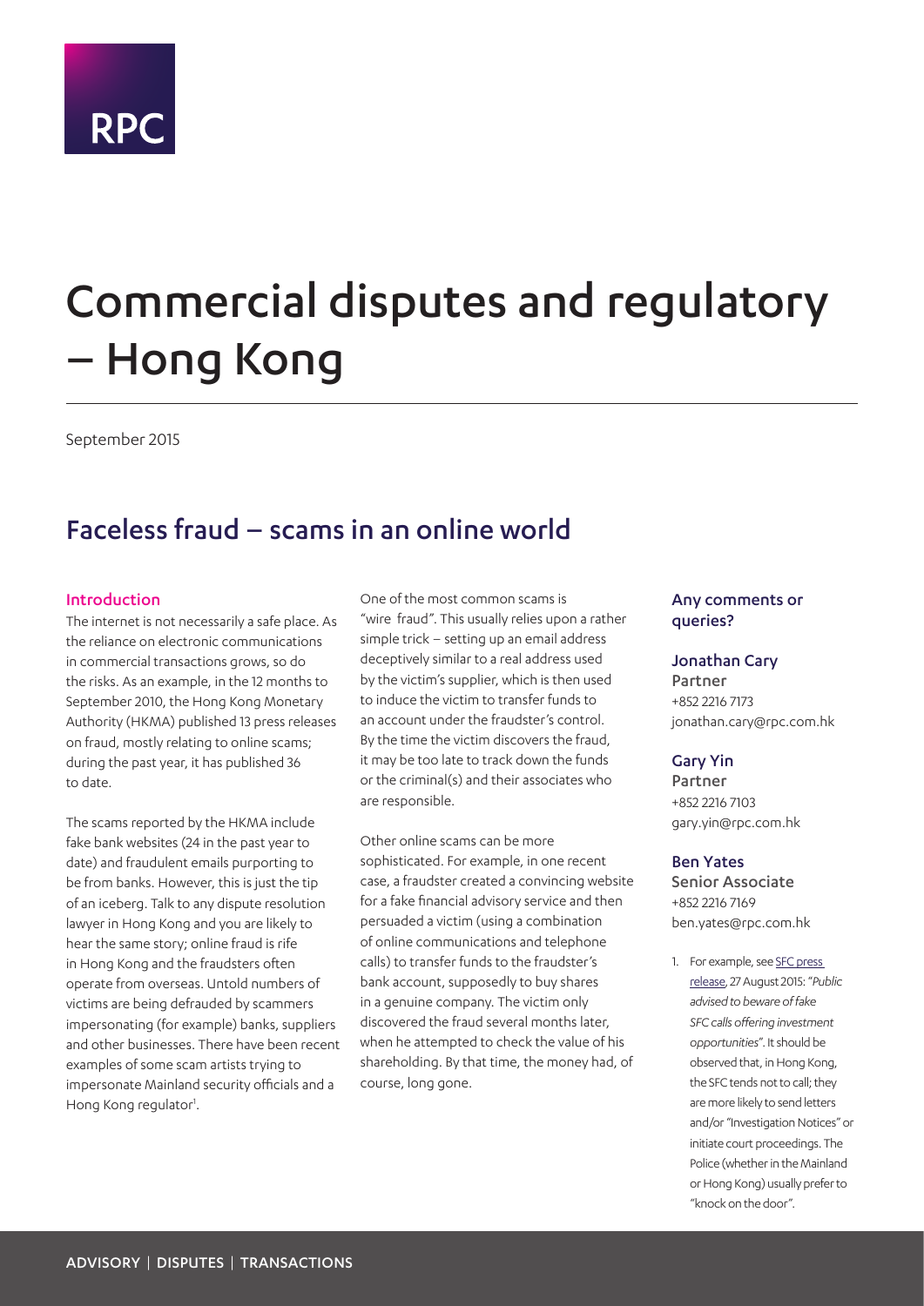RPC

# Commercial disputes and regulatory – Hong Kong

September 2015

## Faceless fraud – scams in an online world

### Introduction

The internet is not necessarily a safe place. As the reliance on electronic communications in commercial transactions grows, so do the risks. As an example, in the 12 months to September 2010, the Hong Kong Monetary Authority (HKMA) published 13 press releases on fraud, mostly relating to online scams; during the past year, it has published 36 to date.

The scams reported by the HKMA include fake bank websites (24 in the past year to date) and fraudulent emails purporting to be from banks. However, this is just the tip of an iceberg. Talk to any dispute resolution lawyer in Hong Kong and you are likely to hear the same story; online fraud is rife in Hong Kong and the fraudsters often operate from overseas. Untold numbers of victims are being defrauded by scammers impersonating (for example) banks, suppliers and other businesses. There have been recent examples of some scam artists trying to impersonate Mainland security officials and a Hong Kong regulator[1].

One of the most common scams is "wire fraud". This usually relies upon a rather simple trick – setting up an email address deceptively similar to a real address used by the victim's supplier, which is then used to induce the victim to transfer funds to an account under the fraudster's control. By the time the victim discovers the fraud, it may be too late to track down the funds or the criminal(s) and their associates who are responsible.

Other online scams can be more sophisticated. For example, in one recent case, a fraudster created a convincing website for a fake financial advisory service and then persuaded a victim (using a combination of online communications and telephone calls) to transfer funds to the fraudster's bank account, supposedly to buy shares in a genuine company. The victim only discovered the fraud several months later, when he attempted to check the value of his shareholding. By that time, the money had, of course, long gone.

### Any comments or queries?

**Jonathan Cary**
Partner
+852 2216 7173
jonathan.cary@rpc.com.hk

**Gary Yin**
Partner
+852 2216 7103
gary.yin@rpc.com.hk

**Ben Yates**
Senior Associate
+852 2216 7169
ben.yates@rpc.com.hk

1. For example, see SFC press release, 27 August 2015: "*Public advised to beware of fake SFC calls offering investment opportunities*". It should be observed that, in Hong Kong, the SFC tends not to call; they are more likely to send letters and/or "Investigation Notices" or initiate court proceedings. The Police (whether in the Mainland or Hong Kong) usually prefer to "knock on the door".

ADVISORY | DISPUTES | TRANSACTIONS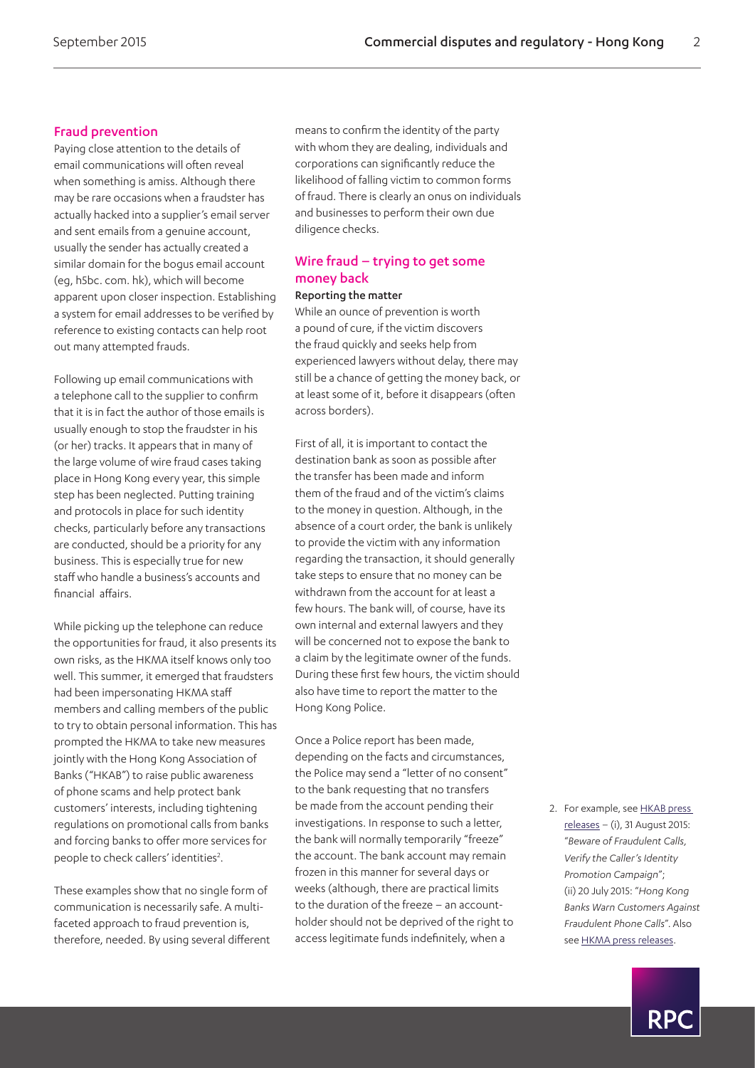## Fraud prevention

Paying close attention to the details of email communications will often reveal when something is amiss. Although there may be rare occasions when a fraudster has actually hacked into a supplier's email server and sent emails from a genuine account, usually the sender has actually created a similar domain for the bogus email account (eg, h5bc. com. hk), which will become apparent upon closer inspection. Establishing a system for email addresses to be verified by reference to existing contacts can help root out many attempted frauds.

Following up email communications with a telephone call to the supplier to confirm that it is in fact the author of those emails is usually enough to stop the fraudster in his (or her) tracks. It appears that in many of the large volume of wire fraud cases taking place in Hong Kong every year, this simple step has been neglected. Putting training and protocols in place for such identity checks, particularly before any transactions are conducted, should be a priority for any business. This is especially true for new staff who handle a business's accounts and financial affairs.

While picking up the telephone can reduce the opportunities for fraud, it also presents its own risks, as the HKMA itself knows only too well. This summer, it emerged that fraudsters had been impersonating HKMA staff members and calling members of the public to try to obtain personal information. This has prompted the HKMA to take new measures jointly with the Hong Kong Association of Banks ("HKAB") to raise public awareness of phone scams and help protect bank customers' interests, including tightening regulations on promotional calls from banks and forcing banks to offer more services for people to check callers' identities[2].

These examples show that no single form of communication is necessarily safe. A multi-faceted approach to fraud prevention is, therefore, needed. By using several different means to confirm the identity of the party with whom they are dealing, individuals and corporations can significantly reduce the likelihood of falling victim to common forms of fraud. There is clearly an onus on individuals and businesses to perform their own due diligence checks.

## Wire fraud – trying to get some money back

### Reporting the matter

While an ounce of prevention is worth a pound of cure, if the victim discovers the fraud quickly and seeks help from experienced lawyers without delay, there may still be a chance of getting the money back, or at least some of it, before it disappears (often across borders).

First of all, it is important to contact the destination bank as soon as possible after the transfer has been made and inform them of the fraud and of the victim's claims to the money in question. Although, in the absence of a court order, the bank is unlikely to provide the victim with any information regarding the transaction, it should generally take steps to ensure that no money can be withdrawn from the account for at least a few hours. The bank will, of course, have its own internal and external lawyers and they will be concerned not to expose the bank to a claim by the legitimate owner of the funds. During these first few hours, the victim should also have time to report the matter to the Hong Kong Police.

Once a Police report has been made, depending on the facts and circumstances, the Police may send a "letter of no consent" to the bank requesting that no transfers be made from the account pending their investigations. In response to such a letter, the bank will normally temporarily "freeze" the account. The bank account may remain frozen in this manner for several days or weeks (although, there are practical limits to the duration of the freeze – an account-holder should not be deprived of the right to access legitimate funds indefinitely, when a

2. For example, see HKAB press releases – (i), 31 August 2015: "*Beware of Fraudulent Calls, Verify the Caller's Identity Promotion Campaign*"; (ii) 20 July 2015: "*Hong Kong Banks Warn Customers Against Fraudulent Phone Calls*". Also see HKMA press releases.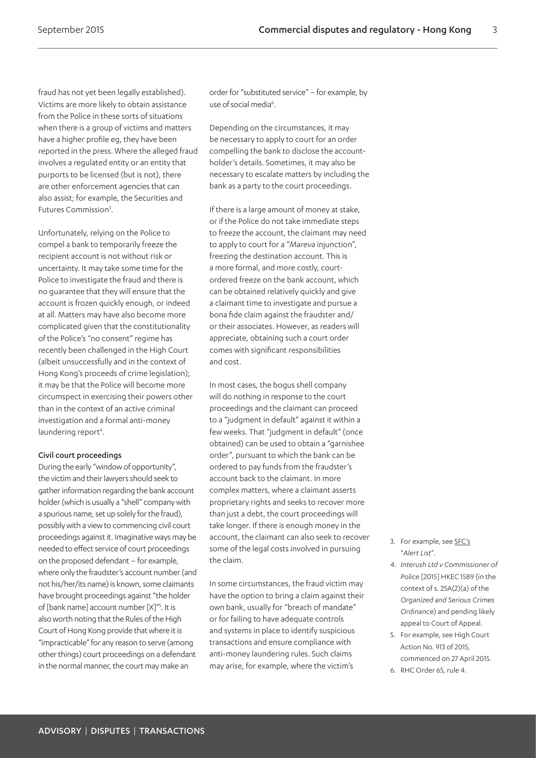fraud has not yet been legally established). Victims are more likely to obtain assistance from the Police in these sorts of situations when there is a group of victims and matters have a higher profile eg, they have been reported in the press. Where the alleged fraud involves a regulated entity or an entity that purports to be licensed (but is not), there are other enforcement agencies that can also assist; for example, the Securities and Futures Commission[3].

Unfortunately, relying on the Police to compel a bank to temporarily freeze the recipient account is not without risk or uncertainty. It may take some time for the Police to investigate the fraud and there is no guarantee that they will ensure that the account is frozen quickly enough, or indeed at all. Matters may have also become more complicated given that the constitutionality of the Police's "no consent" regime has recently been challenged in the High Court (albeit unsuccessfully and in the context of Hong Kong's proceeds of crime legislation); it may be that the Police will become more circumspect in exercising their powers other than in the context of an active criminal investigation and a formal anti-money laundering report[4].

#### Civil court proceedings

During the early "window of opportunity", the victim and their lawyers should seek to gather information regarding the bank account holder (which is usually a "shell" company with a spurious name, set up solely for the fraud), possibly with a view to commencing civil court proceedings against it. Imaginative ways may be needed to effect service of court proceedings on the proposed defendant – for example, where only the fraudster's account number (and not his/her/its name) is known, some claimants have brought proceedings against "the holder of [bank name] account number [X]"[5]. It is also worth noting that the Rules of the High Court of Hong Kong provide that where it is "impracticable" for any reason to serve (among other things) court proceedings on a defendant in the normal manner, the court may make an order for "substituted service" – for example, by use of social media[6].

Depending on the circumstances, it may be necessary to apply to court for an order compelling the bank to disclose the account-holder's details. Sometimes, it may also be necessary to escalate matters by including the bank as a party to the court proceedings.

If there is a large amount of money at stake, or if the Police do not take immediate steps to freeze the account, the claimant may need to apply to court for a "*Mareva* injunction", freezing the destination account. This is a more formal, and more costly, court-ordered freeze on the bank account, which can be obtained relatively quickly and give a claimant time to investigate and pursue a bona fide claim against the fraudster and/or their associates. However, as readers will appreciate, obtaining such a court order comes with significant responsibilities and cost.

In most cases, the bogus shell company will do nothing in response to the court proceedings and the claimant can proceed to a "judgment in default" against it within a few weeks. That "judgment in default" (once obtained) can be used to obtain a "garnishee order", pursuant to which the bank can be ordered to pay funds from the fraudster's account back to the claimant. In more complex matters, where a claimant asserts proprietary rights and seeks to recover more than just a debt, the court proceedings will take longer. If there is enough money in the account, the claimant can also seek to recover some of the legal costs involved in pursuing the claim.

In some circumstances, the fraud victim may have the option to bring a claim against their own bank, usually for "breach of mandate" or for failing to have adequate controls and systems in place to identify suspicious transactions and ensure compliance with anti-money laundering rules. Such claims may arise, for example, where the victim's

3. For example, see SFC's "*Alert List*".
4. *Interush Ltd v Commissioner of Police* [2015] HKEC 1589 (in the context of s. 25A(2)(a) of the *Organized and Serious Crimes Ordinance*) and pending likely appeal to Court of Appeal.
5. For example, see High Court Action No. 913 of 2015, commenced on 27 April 2015.
6. RHC Order 65, rule 4.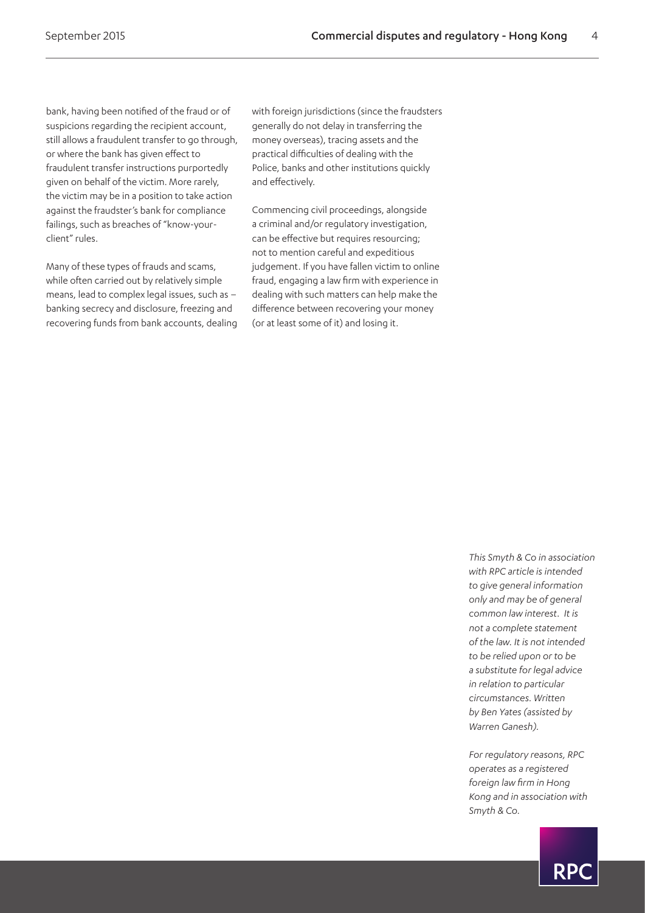bank, having been notified of the fraud or of suspicions regarding the recipient account, still allows a fraudulent transfer to go through, or where the bank has given effect to fraudulent transfer instructions purportedly given on behalf of the victim. More rarely, the victim may be in a position to take action against the fraudster's bank for compliance failings, such as breaches of "know-your-client" rules.

Many of these types of frauds and scams, while often carried out by relatively simple means, lead to complex legal issues, such as – banking secrecy and disclosure, freezing and recovering funds from bank accounts, dealing with foreign jurisdictions (since the fraudsters generally do not delay in transferring the money overseas), tracing assets and the practical difficulties of dealing with the Police, banks and other institutions quickly and effectively.

Commencing civil proceedings, alongside a criminal and/or regulatory investigation, can be effective but requires resourcing; not to mention careful and expeditious judgement. If you have fallen victim to online fraud, engaging a law firm with experience in dealing with such matters can help make the difference between recovering your money (or at least some of it) and losing it.

*This Smyth & Co in association with RPC article is intended to give general information only and may be of general common law interest. It is not a complete statement of the law. It is not intended to be relied upon or to be a substitute for legal advice in relation to particular circumstances. Written by Ben Yates (assisted by Warren Ganesh).*

*For regulatory reasons, RPC operates as a registered foreign law firm in Hong Kong and in association with Smyth & Co.*

RPC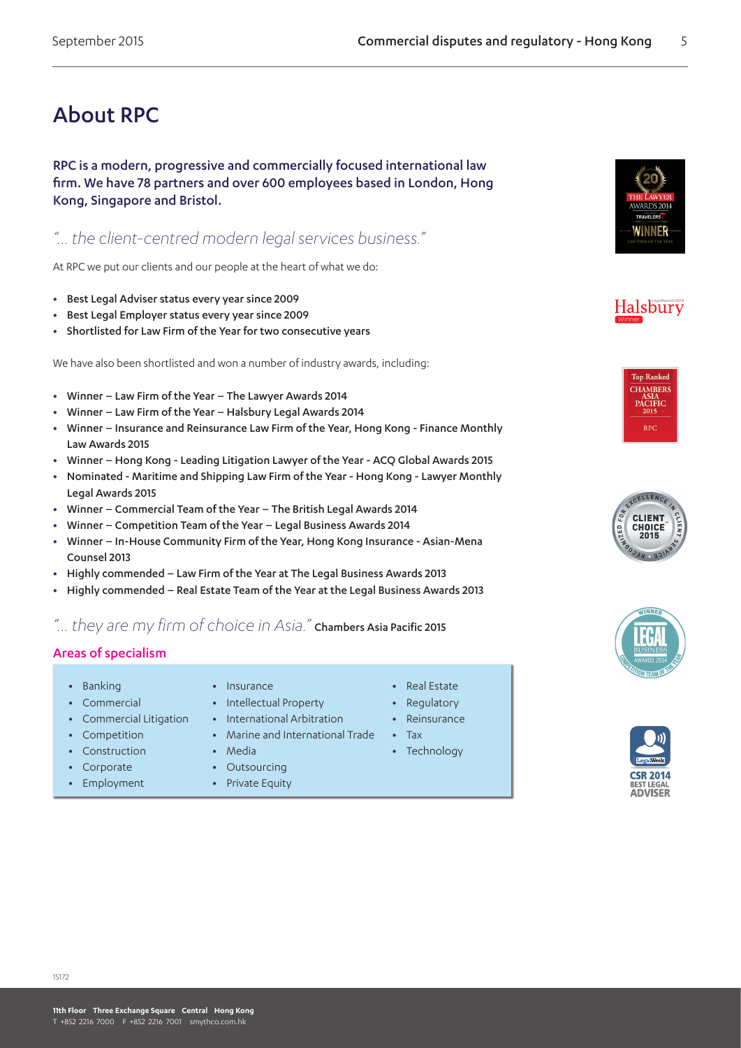# About RPC

**RPC is a modern, progressive and commercially focused international law firm. We have 78 partners and over 600 employees based in London, Hong Kong, Singapore and Bristol.**

*"... the client-centred modern legal services business."*

At RPC we put our clients and our people at the heart of what we do:

- Best Legal Adviser status every year since 2009
- Best Legal Employer status every year since 2009
- Shortlisted for Law Firm of the Year for two consecutive years

We have also been shortlisted and won a number of industry awards, including:

- Winner – Law Firm of the Year – The Lawyer Awards 2014
- Winner – Law Firm of the Year – Halsbury Legal Awards 2014
- Winner – Insurance and Reinsurance Law Firm of the Year, Hong Kong - Finance Monthly Law Awards 2015
- Winner – Hong Kong - Leading Litigation Lawyer of the Year - ACQ Global Awards 2015
- Nominated - Maritime and Shipping Law Firm of the Year - Hong Kong - Lawyer Monthly Legal Awards 2015
- Winner – Commercial Team of the Year – The British Legal Awards 2014
- Winner – Competition Team of the Year – Legal Business Awards 2014
- Winner – In-House Community Firm of the Year, Hong Kong Insurance - Asian-Mena Counsel 2013
- Highly commended – Law Firm of the Year at The Legal Business Awards 2013
- Highly commended – Real Estate Team of the Year at the Legal Business Awards 2013

*"... they are my firm of choice in Asia."* Chambers Asia Pacific 2015

## Areas of specialism

- Banking
- Commercial
- Commercial Litigation
- Competition
- Construction
- Corporate
- Employment
- Insurance
- Intellectual Property
- International Arbitration
- Marine and International Trade
- Media
- Outsourcing
- Private Equity
- Real Estate
- Regulatory
- Reinsurance
- Tax
- Technology

15172

**11th Floor Three Exchange Square Central Hong Kong**
T +852 2216 7000 F +852 2216 7001 smythco.com.hk